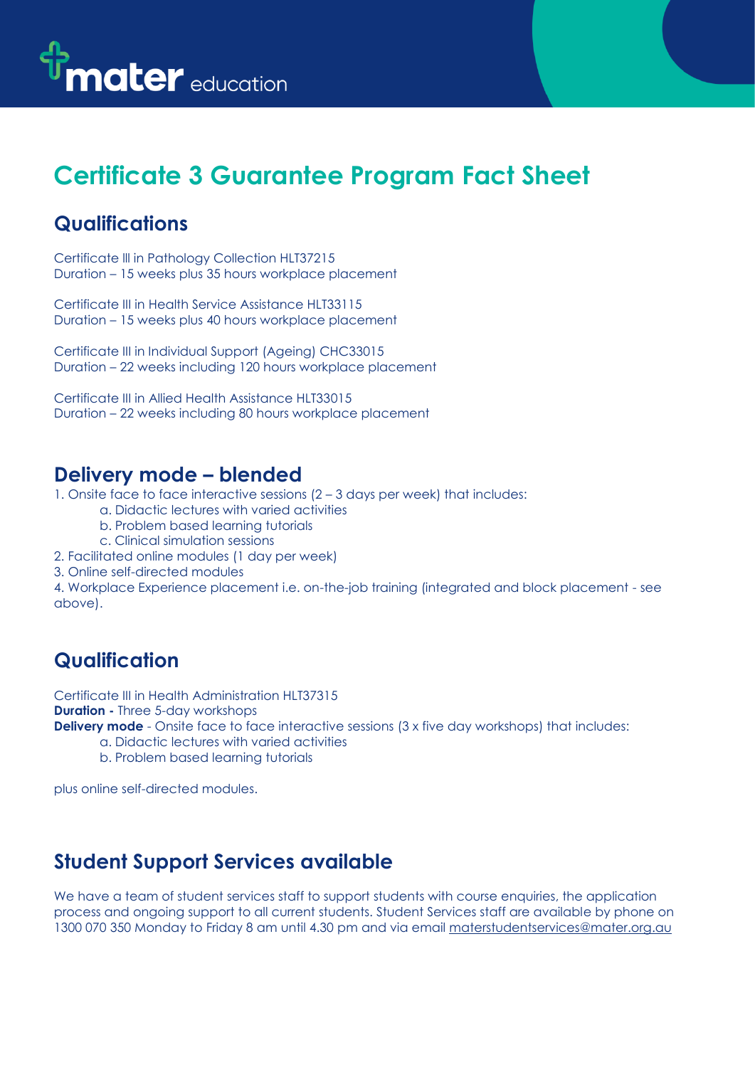# Certificate 3 Guarantee Program Fact Sheet

## Qualifications

Certificate III in Pathology Collection HLT37215
Duration – 15 weeks plus 35 hours workplace placement

Certificate III in Health Service Assistance HLT33115
Duration – 15 weeks plus 40 hours workplace placement

Certificate III in Individual Support (Ageing) CHC33015
Duration – 22 weeks including 120 hours workplace placement

Certificate III in Allied Health Assistance HLT33015
Duration – 22 weeks including 80 hours workplace placement

## Delivery mode – blended

1. Onsite face to face interactive sessions (2 – 3 days per week) that includes:
    a. Didactic lectures with varied activities
    b. Problem based learning tutorials
    c. Clinical simulation sessions
2. Facilitated online modules (1 day per week)
3. Online self-directed modules
4. Workplace Experience placement i.e. on-the-job training (integrated and block placement - see above).

## Qualification

Certificate III in Health Administration HLT37315
**Duration -** Three 5-day workshops
**Delivery mode** - Onsite face to face interactive sessions (3 x five day workshops) that includes:
    a. Didactic lectures with varied activities
    b. Problem based learning tutorials

plus online self-directed modules.

## Student Support Services available

We have a team of student services staff to support students with course enquiries, the application process and ongoing support to all current students. Student Services staff are available by phone on 1300 070 350 Monday to Friday 8 am until 4.30 pm and via email materstudentservices@mater.org.au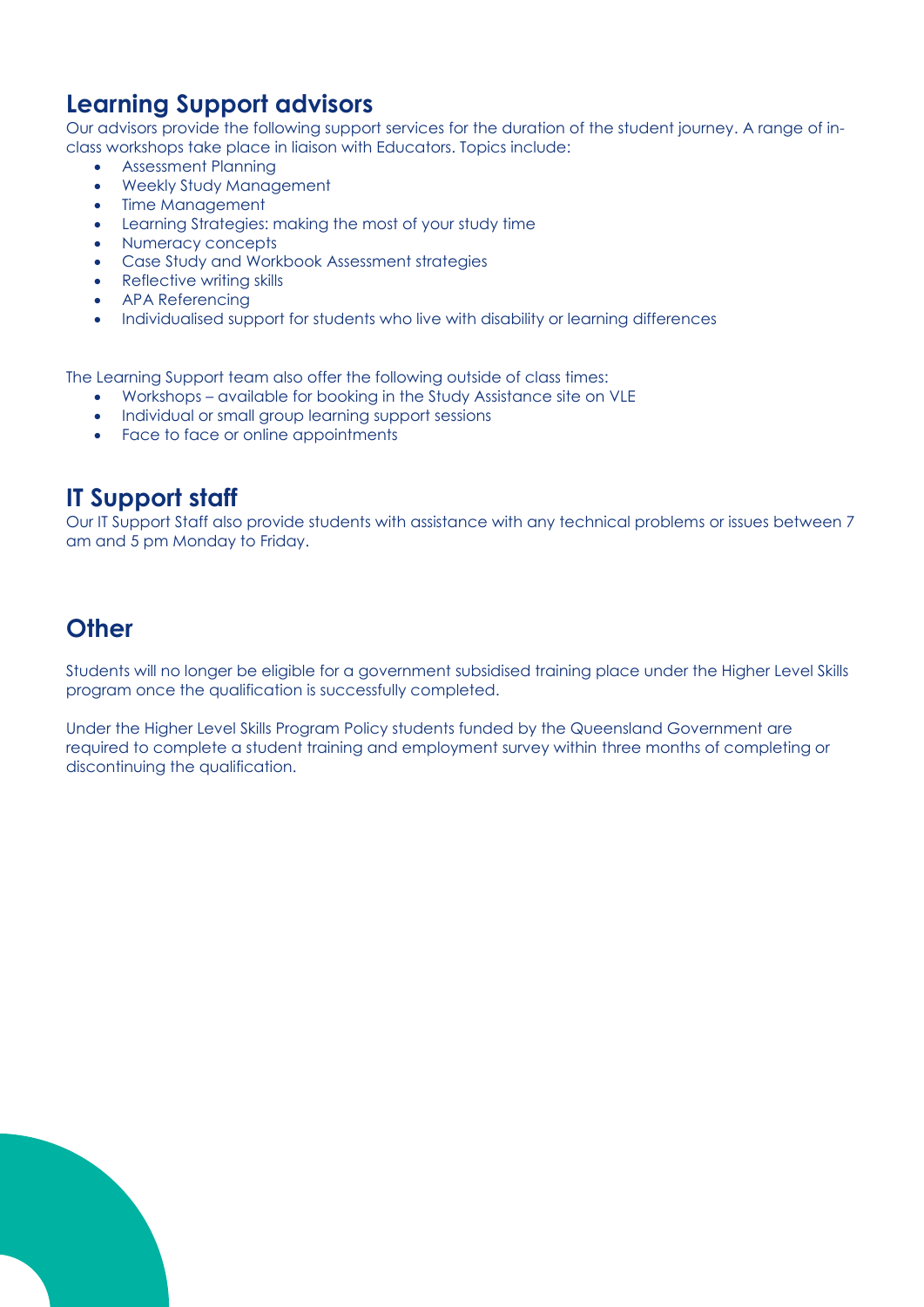## Learning Support advisors

Our advisors provide the following support services for the duration of the student journey. A range of in-class workshops take place in liaison with Educators. Topics include:

- Assessment Planning
- Weekly Study Management
- Time Management
- Learning Strategies: making the most of your study time
- Numeracy concepts
- Case Study and Workbook Assessment strategies
- Reflective writing skills
- APA Referencing
- Individualised support for students who live with disability or learning differences

The Learning Support team also offer the following outside of class times:

- Workshops – available for booking in the Study Assistance site on VLE
- Individual or small group learning support sessions
- Face to face or online appointments

## IT Support staff

Our IT Support Staff also provide students with assistance with any technical problems or issues between 7 am and 5 pm Monday to Friday.

## Other

Students will no longer be eligible for a government subsidised training place under the Higher Level Skills program once the qualification is successfully completed.

Under the Higher Level Skills Program Policy students funded by the Queensland Government are required to complete a student training and employment survey within three months of completing or discontinuing the qualification.